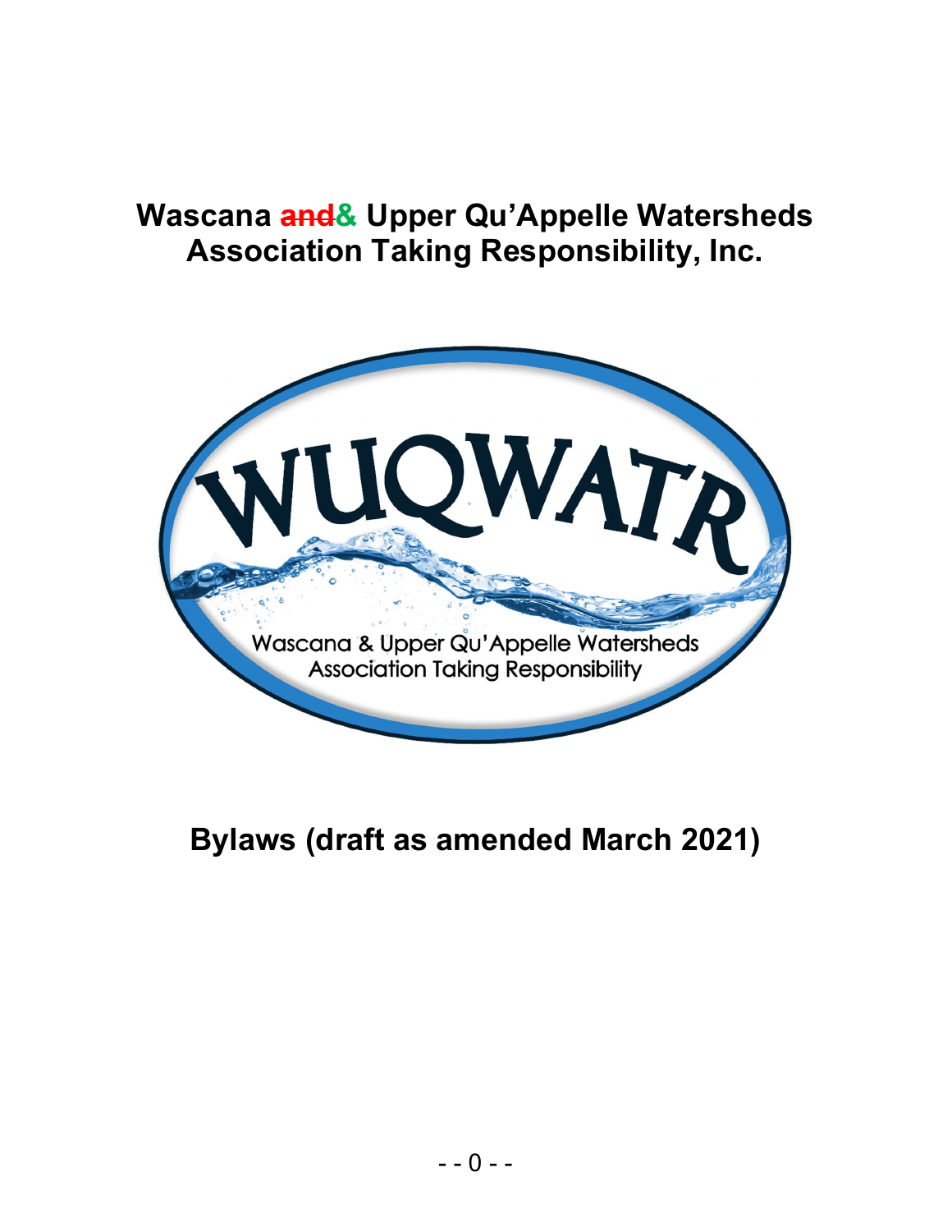# Wascana ~~and~~& Upper Qu'Appelle Watersheds Association Taking Responsibility, Inc.

WUQWATR

Wascana & Upper Qu'Appelle Watersheds Association Taking Responsibility

## Bylaws (draft as amended March 2021)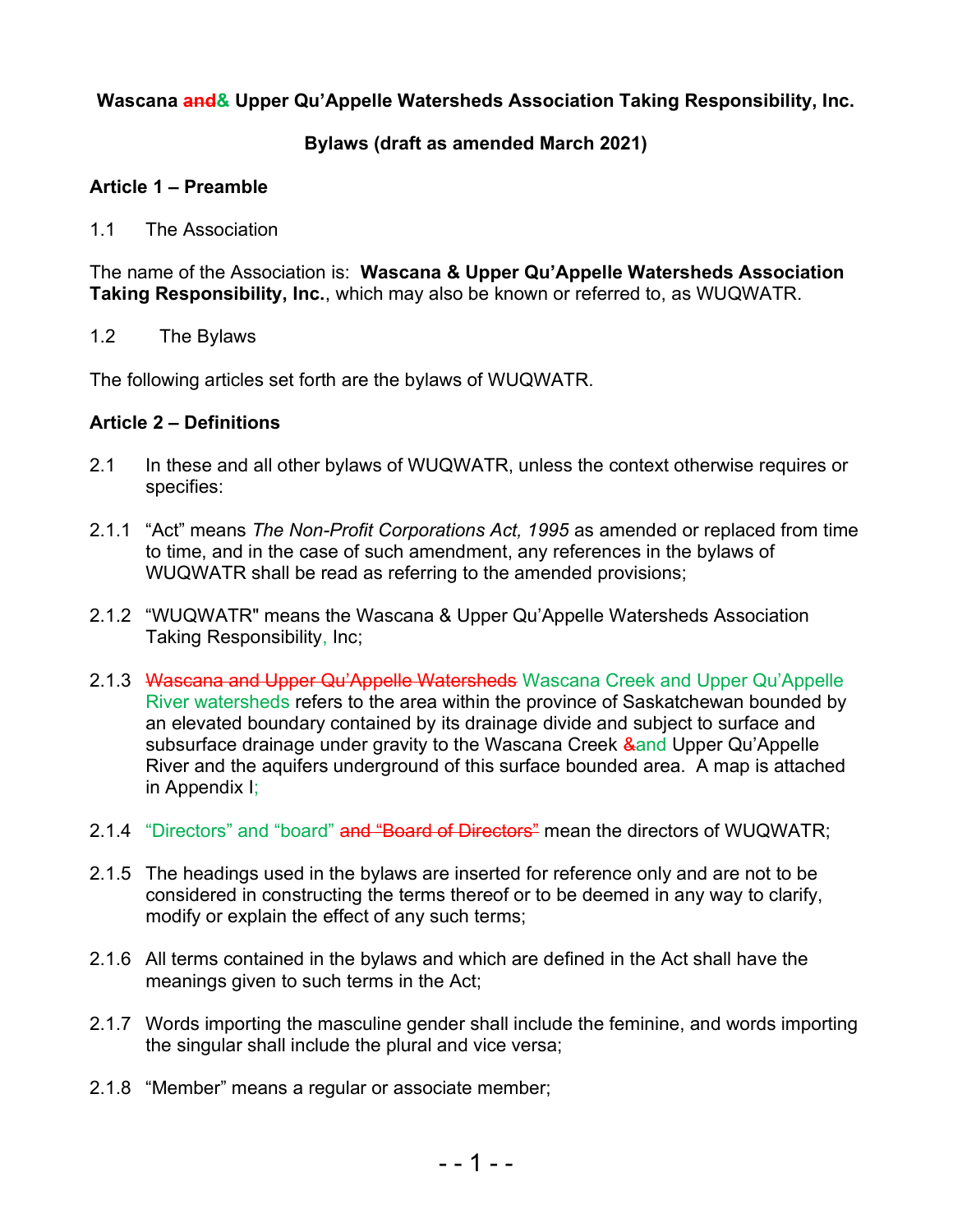**Wascana ~~and~~& Upper Qu'Appelle Watersheds Association Taking Responsibility, Inc.**

**Bylaws (draft as amended March 2021)**

## Article 1 – Preamble

1.1 The Association

The name of the Association is: **Wascana & Upper Qu'Appelle Watersheds Association Taking Responsibility, Inc.**, which may also be known or referred to, as WUQWATR.

1.2 The Bylaws

The following articles set forth are the bylaws of WUQWATR.

## Article 2 – Definitions

2.1 In these and all other bylaws of WUQWATR, unless the context otherwise requires or specifies:

2.1.1 "Act" means *The Non-Profit Corporations Act, 1995* as amended or replaced from time to time, and in the case of such amendment, any references in the bylaws of WUQWATR shall be read as referring to the amended provisions;

2.1.2 "WUQWATR" means the Wascana & Upper Qu'Appelle Watersheds Association Taking Responsibility, Inc;

2.1.3 ~~Wascana and Upper Qu'Appelle Watersheds~~ Wascana Creek and Upper Qu'Appelle River watersheds refers to the area within the province of Saskatchewan bounded by an elevated boundary contained by its drainage divide and subject to surface and subsurface drainage under gravity to the Wascana Creek ~~&~~and Upper Qu'Appelle River and the aquifers underground of this surface bounded area. A map is attached in Appendix I;

2.1.4 "Directors" and "board" ~~and "Board of Directors"~~ mean the directors of WUQWATR;

2.1.5 The headings used in the bylaws are inserted for reference only and are not to be considered in constructing the terms thereof or to be deemed in any way to clarify, modify or explain the effect of any such terms;

2.1.6 All terms contained in the bylaws and which are defined in the Act shall have the meanings given to such terms in the Act;

2.1.7 Words importing the masculine gender shall include the feminine, and words importing the singular shall include the plural and vice versa;

2.1.8 "Member" means a regular or associate member;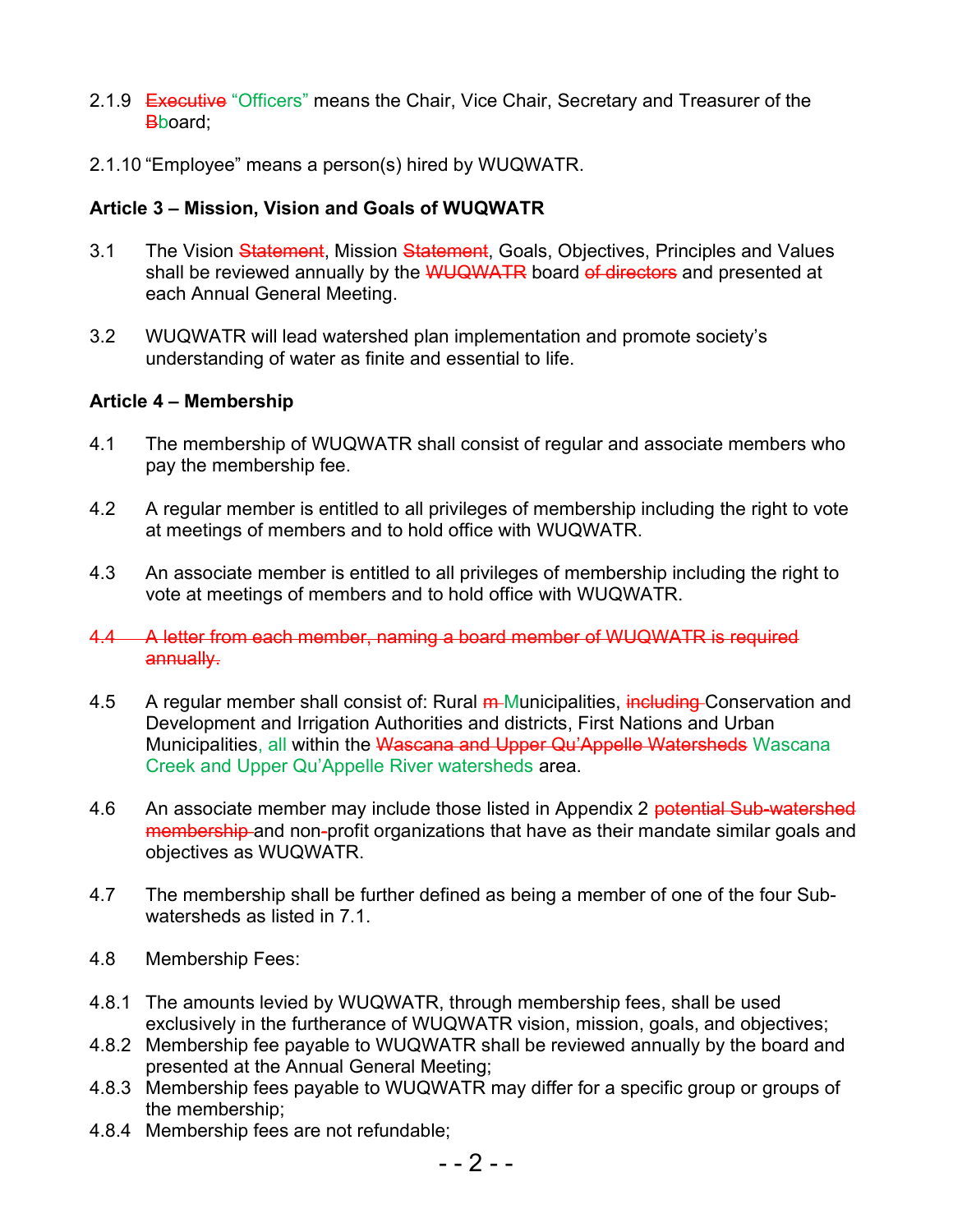2.1.9 ~~Executive~~ "Officers" means the Chair, Vice Chair, Secretary and Treasurer of the ~~B~~board;

2.1.10 "Employee" means a person(s) hired by WUQWATR.

**Article 3 – Mission, Vision and Goals of WUQWATR**

3.1 The Vision ~~Statement~~, Mission ~~Statement~~, Goals, Objectives, Principles and Values shall be reviewed annually by the ~~WUQWATR~~ board ~~of directors~~ and presented at each Annual General Meeting.

3.2 WUQWATR will lead watershed plan implementation and promote society's understanding of water as finite and essential to life.

**Article 4 – Membership**

4.1 The membership of WUQWATR shall consist of regular and associate members who pay the membership fee.

4.2 A regular member is entitled to all privileges of membership including the right to vote at meetings of members and to hold office with WUQWATR.

4.3 An associate member is entitled to all privileges of membership including the right to vote at meetings of members and to hold office with WUQWATR.

~~4.4 A letter from each member, naming a board member of WUQWATR is required annually.~~

4.5 A regular member shall consist of: Rural ~~m~~ Municipalities, ~~including~~ Conservation and Development and Irrigation Authorities and districts, First Nations and Urban Municipalities, all within the ~~Wascana and Upper Qu'Appelle Watersheds~~ Wascana Creek and Upper Qu'Appelle River watersheds area.

4.6 An associate member may include those listed in Appendix 2 ~~potential Sub-watershed membership~~ and non-profit organizations that have as their mandate similar goals and objectives as WUQWATR.

4.7 The membership shall be further defined as being a member of one of the four Sub-watersheds as listed in 7.1.

4.8 Membership Fees:

4.8.1 The amounts levied by WUQWATR, through membership fees, shall be used exclusively in the furtherance of WUQWATR vision, mission, goals, and objectives;

4.8.2 Membership fee payable to WUQWATR shall be reviewed annually by the board and presented at the Annual General Meeting;

4.8.3 Membership fees payable to WUQWATR may differ for a specific group or groups of the membership;

4.8.4 Membership fees are not refundable;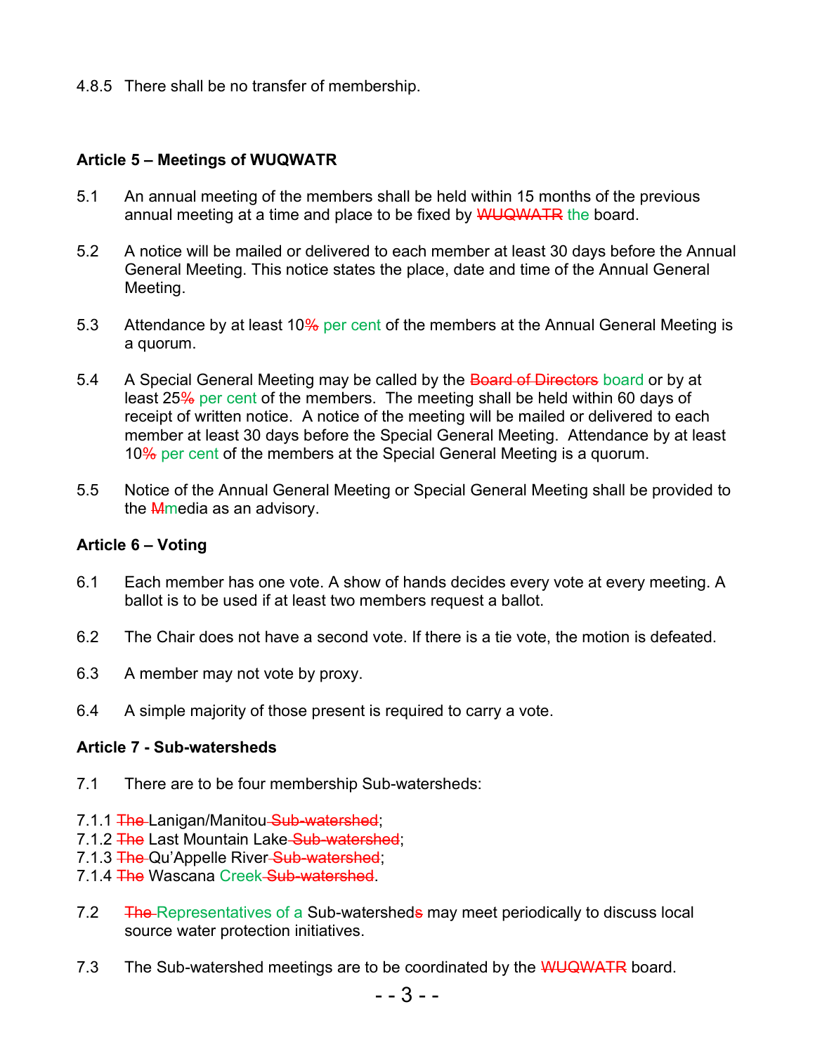4.8.5 There shall be no transfer of membership.

**Article 5 – Meetings of WUQWATR**

5.1 An annual meeting of the members shall be held within 15 months of the previous annual meeting at a time and place to be fixed by ~~WUQWATR~~ the board.

5.2 A notice will be mailed or delivered to each member at least 30 days before the Annual General Meeting. This notice states the place, date and time of the Annual General Meeting.

5.3 Attendance by at least 10~~%~~ per cent of the members at the Annual General Meeting is a quorum.

5.4 A Special General Meeting may be called by the ~~Board of Directors~~ board or by at least 25~~%~~ per cent of the members. The meeting shall be held within 60 days of receipt of written notice. A notice of the meeting will be mailed or delivered to each member at least 30 days before the Special General Meeting. Attendance by at least 10~~%~~ per cent of the members at the Special General Meeting is a quorum.

5.5 Notice of the Annual General Meeting or Special General Meeting shall be provided to the ~~M~~media as an advisory.

**Article 6 – Voting**

6.1 Each member has one vote. A show of hands decides every vote at every meeting. A ballot is to be used if at least two members request a ballot.

6.2 The Chair does not have a second vote. If there is a tie vote, the motion is defeated.

6.3 A member may not vote by proxy.

6.4 A simple majority of those present is required to carry a vote.

**Article 7 - Sub-watersheds**

7.1 There are to be four membership Sub-watersheds:

7.1.1 ~~The~~ Lanigan/Manitou ~~Sub-watershed~~;
7.1.2 ~~The~~ Last Mountain Lake ~~Sub-watershed~~;
7.1.3 ~~The~~ Qu'Appelle River ~~Sub-watershed~~;
7.1.4 ~~The~~ Wascana Creek ~~Sub-watershed~~.

7.2 ~~The~~ Representatives of a Sub-watershed~~s~~ may meet periodically to discuss local source water protection initiatives.

7.3 The Sub-watershed meetings are to be coordinated by the WUQWATR board.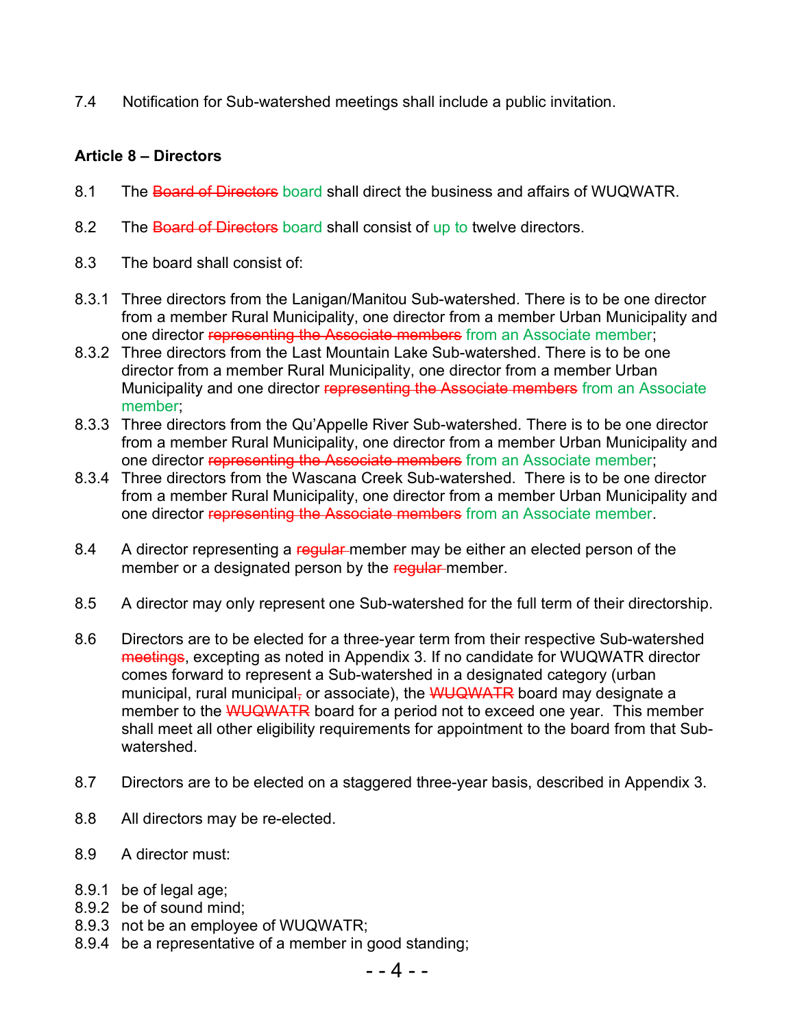7.4 Notification for Sub-watershed meetings shall include a public invitation.

**Article 8 – Directors**

8.1 The ~~Board of Directors~~ board shall direct the business and affairs of WUQWATR.

8.2 The ~~Board of Directors~~ board shall consist of up to twelve directors.

8.3 The board shall consist of:

8.3.1 Three directors from the Lanigan/Manitou Sub-watershed. There is to be one director from a member Rural Municipality, one director from a member Urban Municipality and one director ~~representing the Associate members~~ from an Associate member;
8.3.2 Three directors from the Last Mountain Lake Sub-watershed. There is to be one director from a member Rural Municipality, one director from a member Urban Municipality and one director ~~representing the Associate members~~ from an Associate member;
8.3.3 Three directors from the Qu'Appelle River Sub-watershed. There is to be one director from a member Rural Municipality, one director from a member Urban Municipality and one director ~~representing the Associate members~~ from an Associate member;
8.3.4 Three directors from the Wascana Creek Sub-watershed. There is to be one director from a member Rural Municipality, one director from a member Urban Municipality and one director ~~representing the Associate members~~ from an Associate member.

8.4 A director representing a ~~regular~~ member may be either an elected person of the member or a designated person by the ~~regular~~ member.

8.5 A director may only represent one Sub-watershed for the full term of their directorship.

8.6 Directors are to be elected for a three-year term from their respective Sub-watershed ~~meetings~~, excepting as noted in Appendix 3. If no candidate for WUQWATR director comes forward to represent a Sub-watershed in a designated category (urban municipal, rural municipal~~,~~ or associate), the ~~WUQWATR~~ board may designate a member to the ~~WUQWATR~~ board for a period not to exceed one year. This member shall meet all other eligibility requirements for appointment to the board from that Sub-watershed.

8.7 Directors are to be elected on a staggered three-year basis, described in Appendix 3.

8.8 All directors may be re-elected.

8.9 A director must:

8.9.1 be of legal age;
8.9.2 be of sound mind;
8.9.3 not be an employee of WUQWATR;
8.9.4 be a representative of a member in good standing;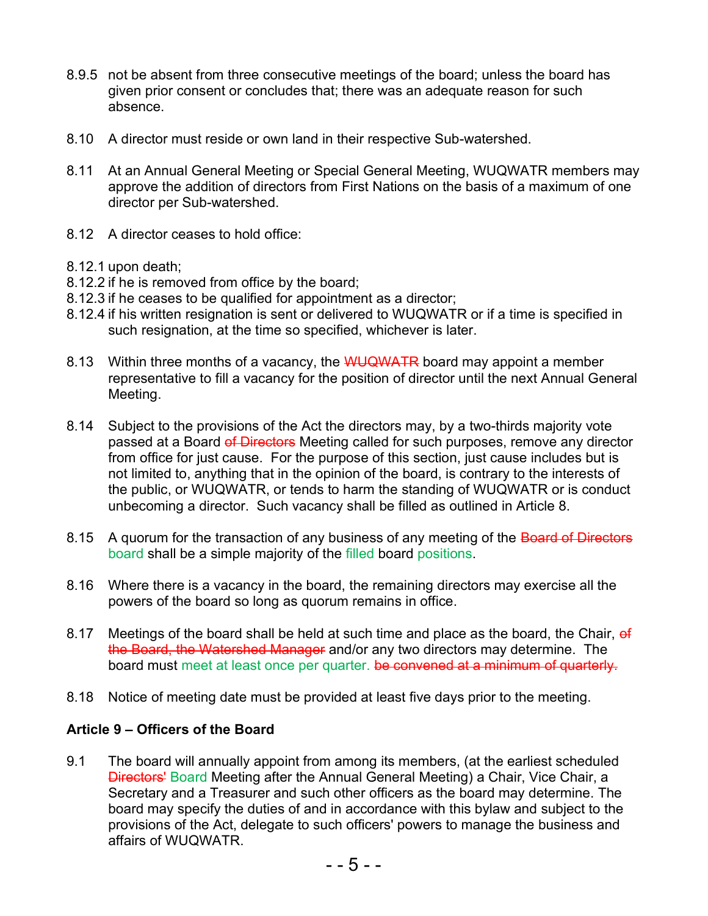8.9.5 not be absent from three consecutive meetings of the board; unless the board has given prior consent or concludes that; there was an adequate reason for such absence.

8.10 A director must reside or own land in their respective Sub-watershed.

8.11 At an Annual General Meeting or Special General Meeting, WUQWATR members may approve the addition of directors from First Nations on the basis of a maximum of one director per Sub-watershed.

8.12 A director ceases to hold office:

8.12.1 upon death;
8.12.2 if he is removed from office by the board;
8.12.3 if he ceases to be qualified for appointment as a director;
8.12.4 if his written resignation is sent or delivered to WUQWATR or if a time is specified in such resignation, at the time so specified, whichever is later.

8.13 Within three months of a vacancy, the ~~WUQWATR~~ board may appoint a member representative to fill a vacancy for the position of director until the next Annual General Meeting.

8.14 Subject to the provisions of the Act the directors may, by a two-thirds majority vote passed at a Board ~~of Directors~~ Meeting called for such purposes, remove any director from office for just cause. For the purpose of this section, just cause includes but is not limited to, anything that in the opinion of the board, is contrary to the interests of the public, or WUQWATR, or tends to harm the standing of WUQWATR or is conduct unbecoming a director. Such vacancy shall be filled as outlined in Article 8.

8.15 A quorum for the transaction of any business of any meeting of the ~~Board of Directors~~ board shall be a simple majority of the filled board positions.

8.16 Where there is a vacancy in the board, the remaining directors may exercise all the powers of the board so long as quorum remains in office.

8.17 Meetings of the board shall be held at such time and place as the board, the Chair, ~~of the Board, the Watershed Manager~~ and/or any two directors may determine. The board must meet at least once per quarter. ~~be convened at a minimum of quarterly.~~

8.18 Notice of meeting date must be provided at least five days prior to the meeting.

**Article 9 – Officers of the Board**

9.1 The board will annually appoint from among its members, (at the earliest scheduled ~~Directors'~~ Board Meeting after the Annual General Meeting) a Chair, Vice Chair, a Secretary and a Treasurer and such other officers as the board may determine. The board may specify the duties of and in accordance with this bylaw and subject to the provisions of the Act, delegate to such officers' powers to manage the business and affairs of WUQWATR.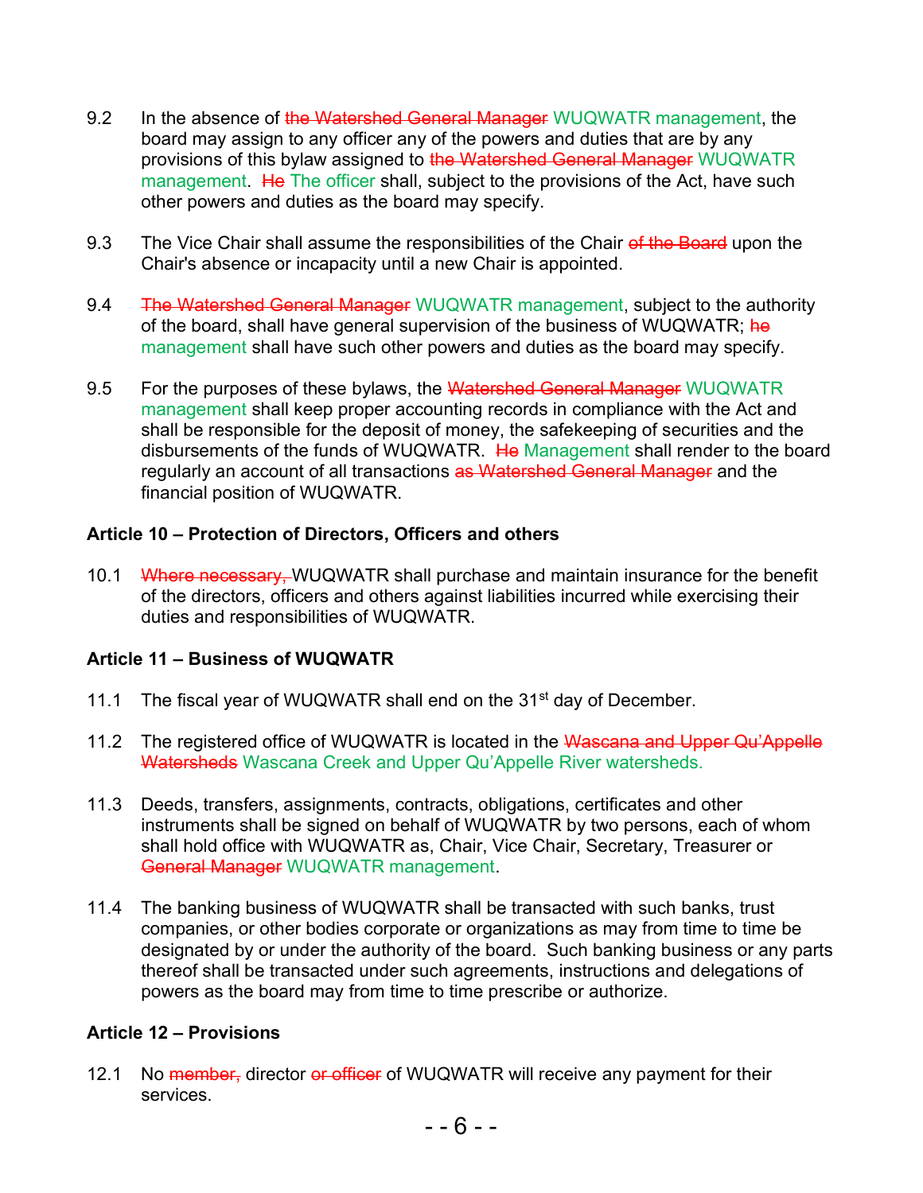9.2 In the absence of ~~the Watershed General Manager~~ WUQWATR management, the board may assign to any officer any of the powers and duties that are by any provisions of this bylaw assigned to ~~the Watershed General Manager~~ WUQWATR management. ~~He~~ The officer shall, subject to the provisions of the Act, have such other powers and duties as the board may specify.

9.3 The Vice Chair shall assume the responsibilities of the Chair ~~of the Board~~ upon the Chair's absence or incapacity until a new Chair is appointed.

9.4 ~~The Watershed General Manager~~ WUQWATR management, subject to the authority of the board, shall have general supervision of the business of WUQWATR; ~~he~~ management shall have such other powers and duties as the board may specify.

9.5 For the purposes of these bylaws, the ~~Watershed General Manager~~ WUQWATR management shall keep proper accounting records in compliance with the Act and shall be responsible for the deposit of money, the safekeeping of securities and the disbursements of the funds of WUQWATR. ~~He~~ Management shall render to the board regularly an account of all transactions ~~as Watershed General Manager~~ and the financial position of WUQWATR.

**Article 10 – Protection of Directors, Officers and others**

10.1 ~~Where necessary,~~ WUQWATR shall purchase and maintain insurance for the benefit of the directors, officers and others against liabilities incurred while exercising their duties and responsibilities of WUQWATR.

**Article 11 – Business of WUQWATR**

11.1 The fiscal year of WUQWATR shall end on the 31st day of December.

11.2 The registered office of WUQWATR is located in the ~~Wascana and Upper Qu'Appelle Watersheds~~ Wascana Creek and Upper Qu'Appelle River watersheds.

11.3 Deeds, transfers, assignments, contracts, obligations, certificates and other instruments shall be signed on behalf of WUQWATR by two persons, each of whom shall hold office with WUQWATR as, Chair, Vice Chair, Secretary, Treasurer or ~~General Manager~~ WUQWATR management.

11.4 The banking business of WUQWATR shall be transacted with such banks, trust companies, or other bodies corporate or organizations as may from time to time be designated by or under the authority of the board. Such banking business or any parts thereof shall be transacted under such agreements, instructions and delegations of powers as the board may from time to time prescribe or authorize.

**Article 12 – Provisions**

12.1 No ~~member,~~ director ~~or officer~~ of WUQWATR will receive any payment for their services.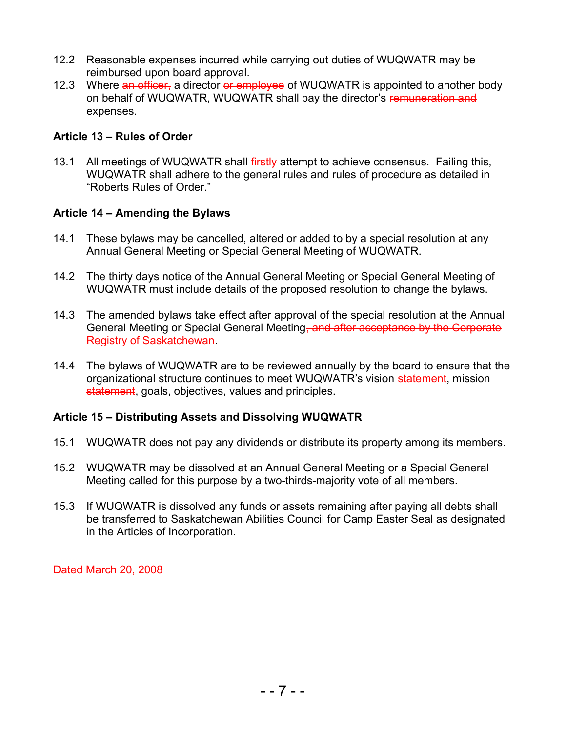12.2 Reasonable expenses incurred while carrying out duties of WUQWATR may be reimbursed upon board approval.

12.3 Where ~~an officer,~~ a director ~~or employee~~ of WUQWATR is appointed to another body on behalf of WUQWATR, WUQWATR shall pay the director's ~~remuneration and~~ expenses.

**Article 13 – Rules of Order**

13.1 All meetings of WUQWATR shall ~~firstly~~ attempt to achieve consensus. Failing this, WUQWATR shall adhere to the general rules and rules of procedure as detailed in "Roberts Rules of Order."

**Article 14 – Amending the Bylaws**

14.1 These bylaws may be cancelled, altered or added to by a special resolution at any Annual General Meeting or Special General Meeting of WUQWATR.

14.2 The thirty days notice of the Annual General Meeting or Special General Meeting of WUQWATR must include details of the proposed resolution to change the bylaws.

14.3 The amended bylaws take effect after approval of the special resolution at the Annual General Meeting or Special General Meeting~~, and after acceptance by the Corporate Registry of Saskatchewan~~.

14.4 The bylaws of WUQWATR are to be reviewed annually by the board to ensure that the organizational structure continues to meet WUQWATR's vision ~~statement~~, mission ~~statement~~, goals, objectives, values and principles.

**Article 15 – Distributing Assets and Dissolving WUQWATR**

15.1 WUQWATR does not pay any dividends or distribute its property among its members.

15.2 WUQWATR may be dissolved at an Annual General Meeting or a Special General Meeting called for this purpose by a two-thirds-majority vote of all members.

15.3 If WUQWATR is dissolved any funds or assets remaining after paying all debts shall be transferred to Saskatchewan Abilities Council for Camp Easter Seal as designated in the Articles of Incorporation.

~~Dated March 20, 2008~~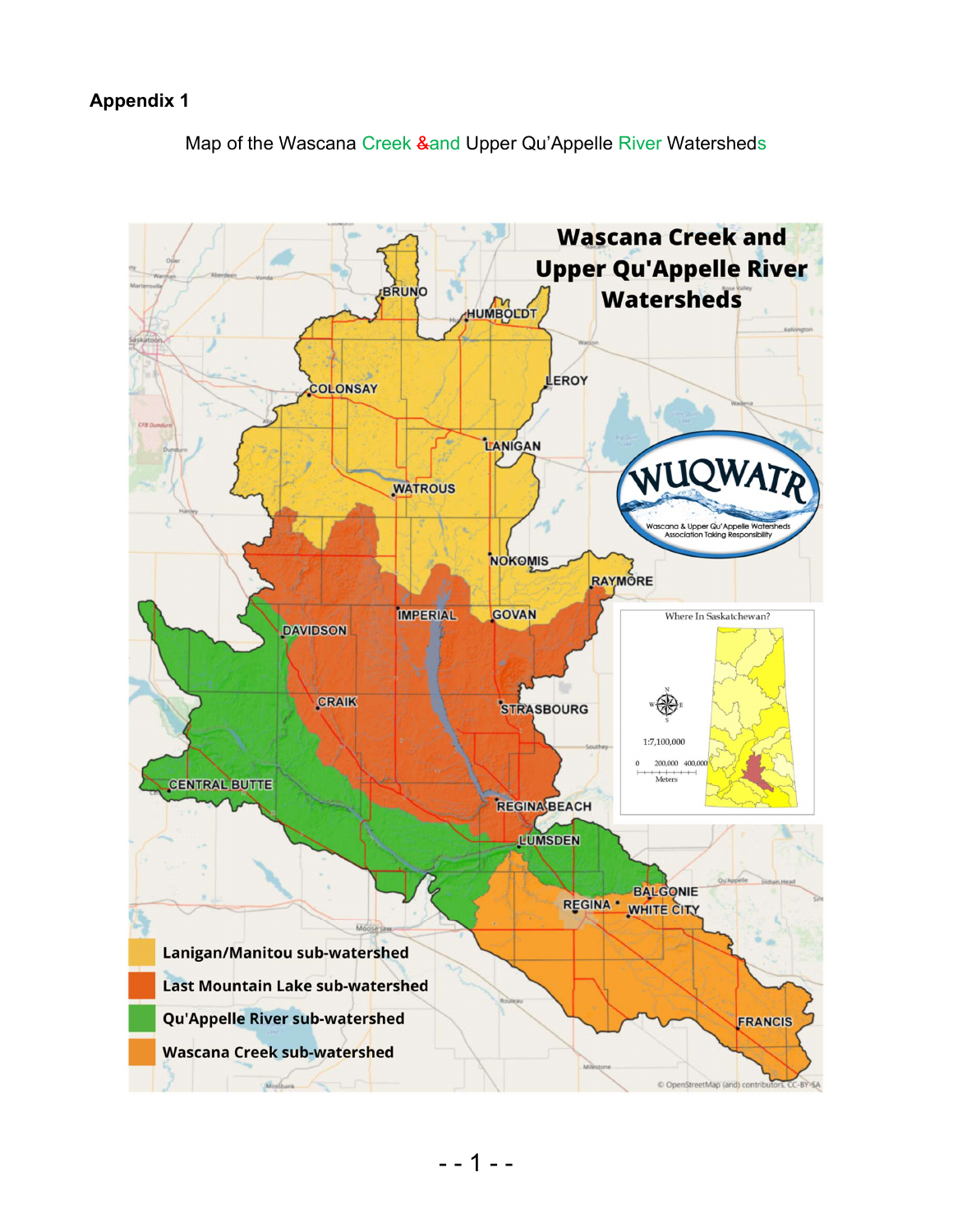**Appendix 1**

Map of the Wascana Creek ~~&~~and Upper Qu'Appelle River Watersheds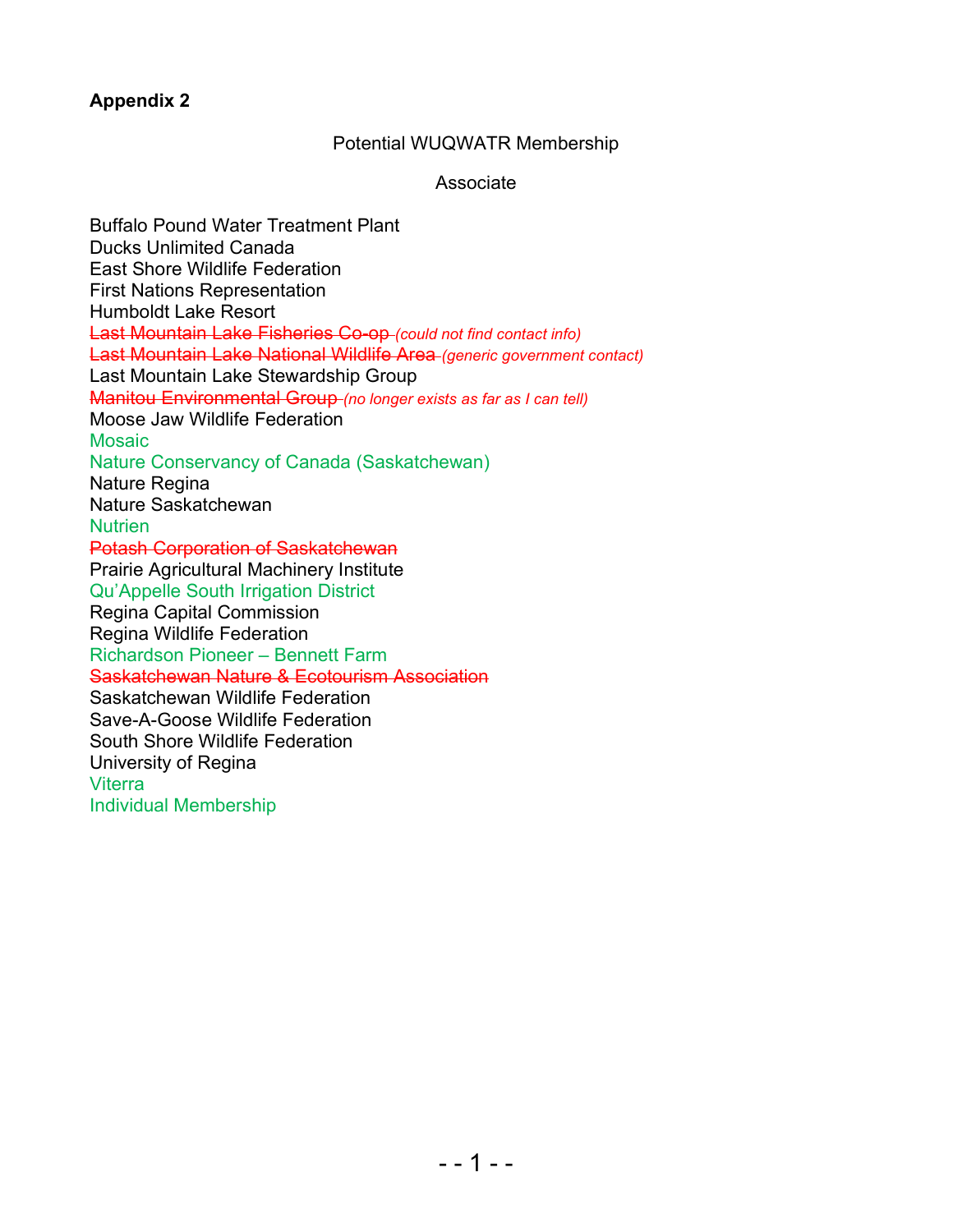**Appendix 2**

Potential WUQWATR Membership

Associate

Buffalo Pound Water Treatment Plant
Ducks Unlimited Canada
East Shore Wildlife Federation
First Nations Representation
Humboldt Lake Resort
~~Last Mountain Lake Fisheries Co-op~~ *(could not find contact info)*
~~Last Mountain Lake National Wildlife Area~~ *(generic government contact)*
Last Mountain Lake Stewardship Group
~~Manitou Environmental Group~~ *(no longer exists as far as I can tell)*
Moose Jaw Wildlife Federation
Mosaic
Nature Conservancy of Canada (Saskatchewan)
Nature Regina
Nature Saskatchewan
Nutrien
~~Potash Corporation of Saskatchewan~~
Prairie Agricultural Machinery Institute
Qu'Appelle South Irrigation District
Regina Capital Commission
Regina Wildlife Federation
Richardson Pioneer – Bennett Farm
~~Saskatchewan Nature & Ecotourism Association~~
Saskatchewan Wildlife Federation
Save-A-Goose Wildlife Federation
South Shore Wildlife Federation
University of Regina
Viterra
Individual Membership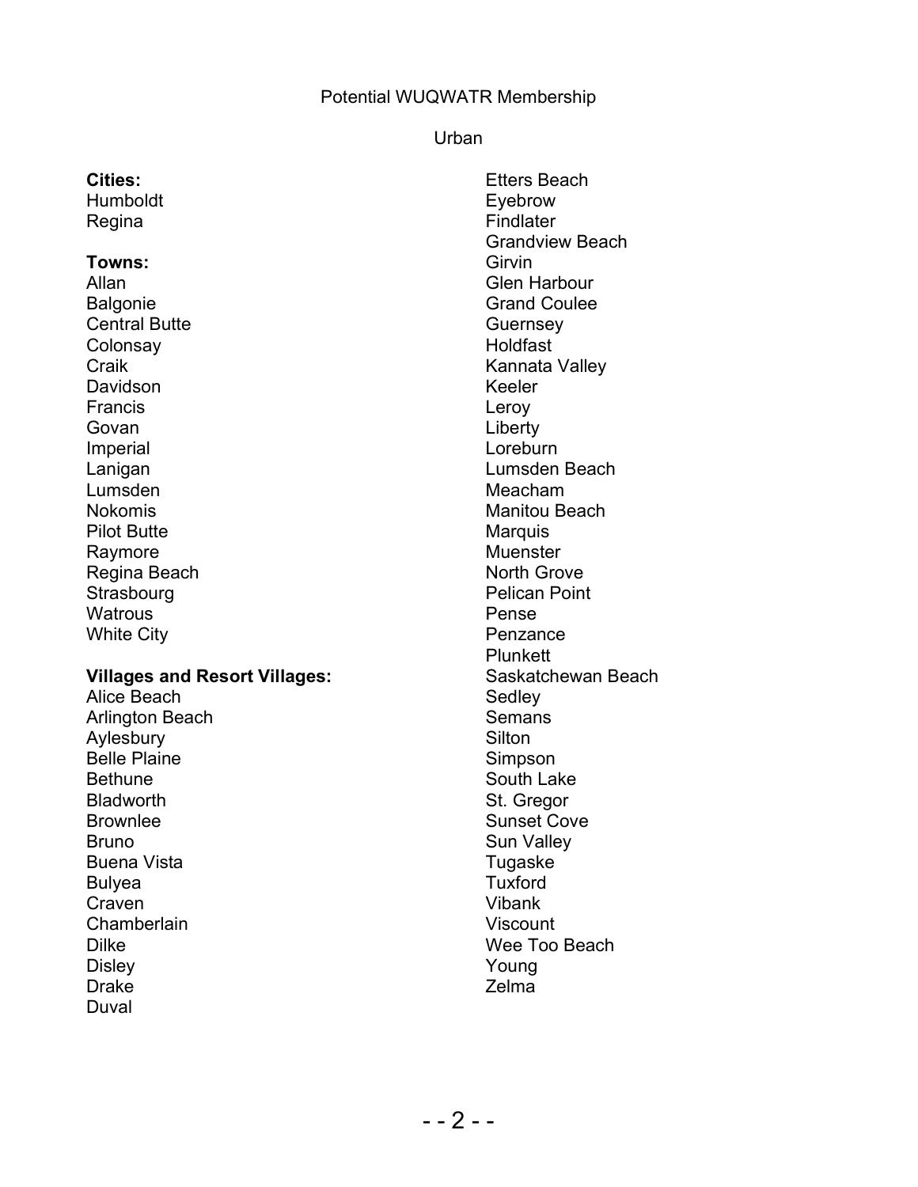Potential WUQWATR Membership

Urban

**Cities:**
Humboldt
Regina

**Towns:**
Allan
Balgonie
Central Butte
Colonsay
Craik
Davidson
Francis
Govan
Imperial
Lanigan
Lumsden
Nokomis
Pilot Butte
Raymore
Regina Beach
Strasbourg
Watrous
White City

**Villages and Resort Villages:**
Alice Beach
Arlington Beach
Aylesbury
Belle Plaine
Bethune
Bladworth
Brownlee
Bruno
Buena Vista
Bulyea
Craven
Chamberlain
Dilke
Disley
Drake
Duval
Etters Beach
Eyebrow
Findlater
Grandview Beach
Girvin
Glen Harbour
Grand Coulee
Guernsey
Holdfast
Kannata Valley
Keeler
Leroy
Liberty
Loreburn
Lumsden Beach
Meacham
Manitou Beach
Marquis
Muenster
North Grove
Pelican Point
Pense
Penzance
Plunkett
Saskatchewan Beach
Sedley
Semans
Silton
Simpson
South Lake
St. Gregor
Sunset Cove
Sun Valley
Tugaske
Tuxford
Vibank
Viscount
Wee Too Beach
Young
Zelma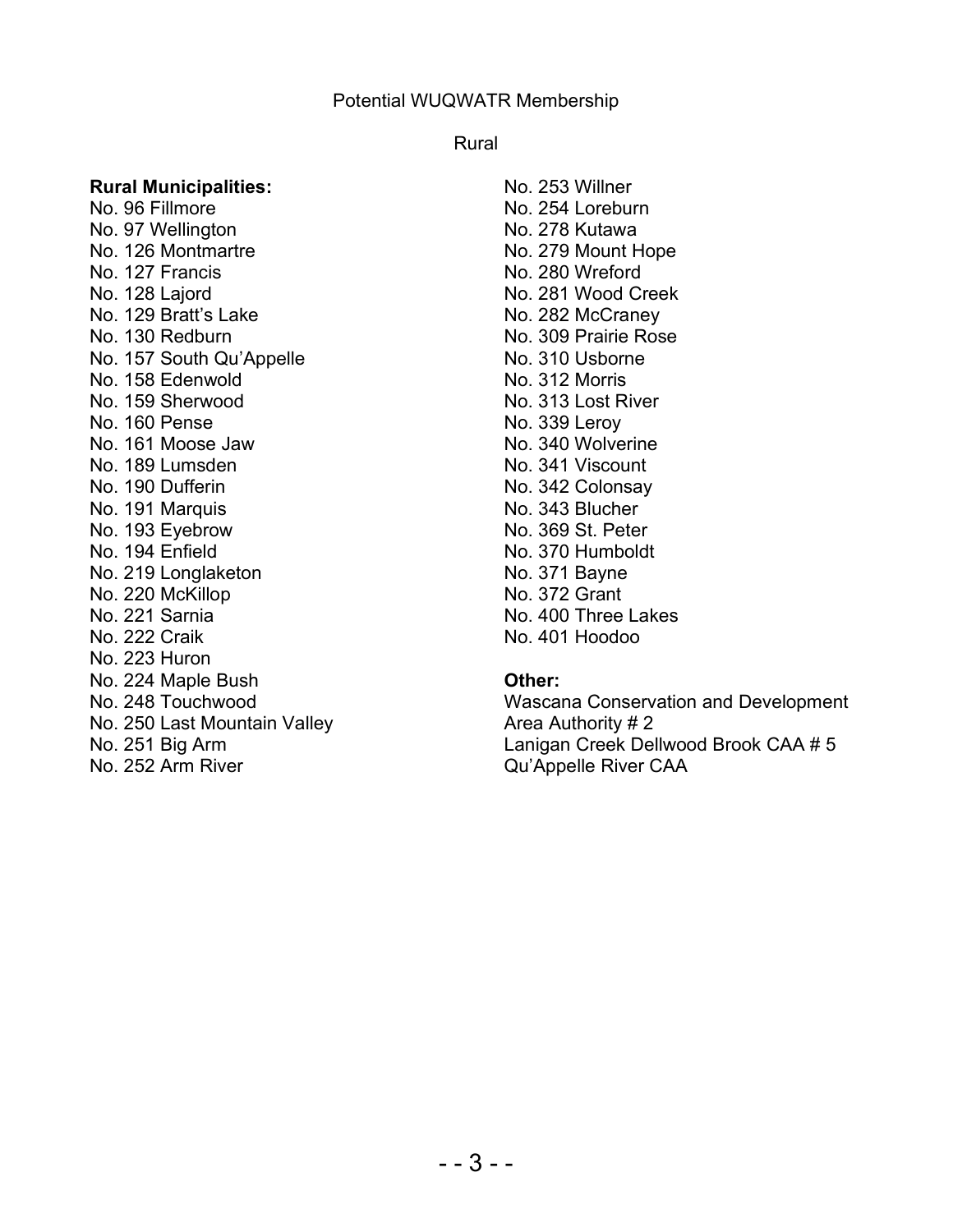Potential WUQWATR Membership

Rural

**Rural Municipalities:**

No. 96 Fillmore
No. 97 Wellington
No. 126 Montmartre
No. 127 Francis
No. 128 Lajord
No. 129 Bratt's Lake
No. 130 Redburn
No. 157 South Qu'Appelle
No. 158 Edenwold
No. 159 Sherwood
No. 160 Pense
No. 161 Moose Jaw
No. 189 Lumsden
No. 190 Dufferin
No. 191 Marquis
No. 193 Eyebrow
No. 194 Enfield
No. 219 Longlaketon
No. 220 McKillop
No. 221 Sarnia
No. 222 Craik
No. 223 Huron
No. 224 Maple Bush
No. 248 Touchwood
No. 250 Last Mountain Valley
No. 251 Big Arm
No. 252 Arm River
No. 253 Willner
No. 254 Loreburn
No. 278 Kutawa
No. 279 Mount Hope
No. 280 Wreford
No. 281 Wood Creek
No. 282 McCraney
No. 309 Prairie Rose
No. 310 Usborne
No. 312 Morris
No. 313 Lost River
No. 339 Leroy
No. 340 Wolverine
No. 341 Viscount
No. 342 Colonsay
No. 343 Blucher
No. 369 St. Peter
No. 370 Humboldt
No. 371 Bayne
No. 372 Grant
No. 400 Three Lakes
No. 401 Hoodoo

**Other:**

Wascana Conservation and Development Area Authority # 2
Lanigan Creek Dellwood Brook CAA # 5
Qu'Appelle River CAA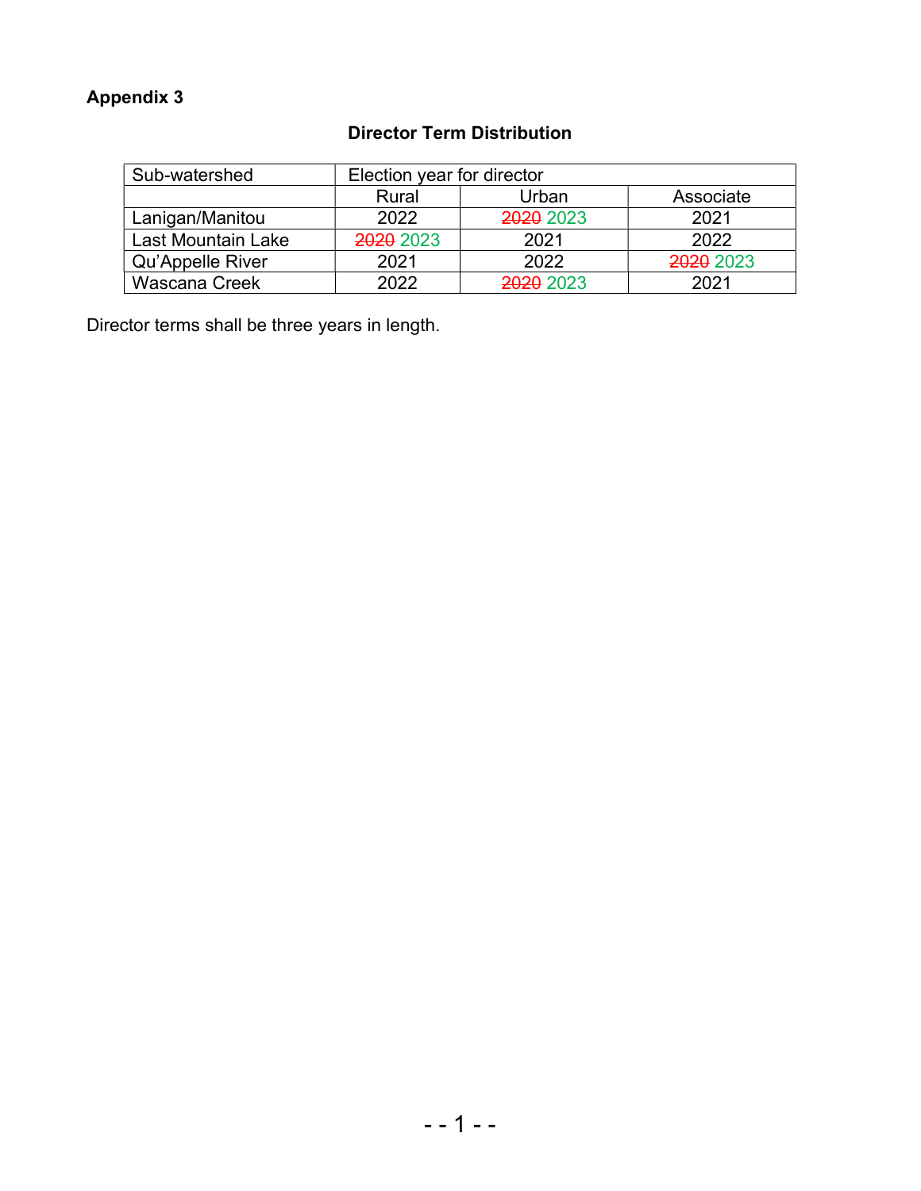**Appendix 3**

**Director Term Distribution**

| Sub-watershed | Election year for director | | |
|---|---|---|---|
| | Rural | Urban | Associate |
| Lanigan/Manitou | 2022 | ~~2020~~ 2023 | 2021 |
| Last Mountain Lake | ~~2020~~ 2023 | 2021 | 2022 |
| Qu'Appelle River | 2021 | 2022 | ~~2020~~ 2023 |
| Wascana Creek | 2022 | ~~2020~~ 2023 | 2021 |

Director terms shall be three years in length.